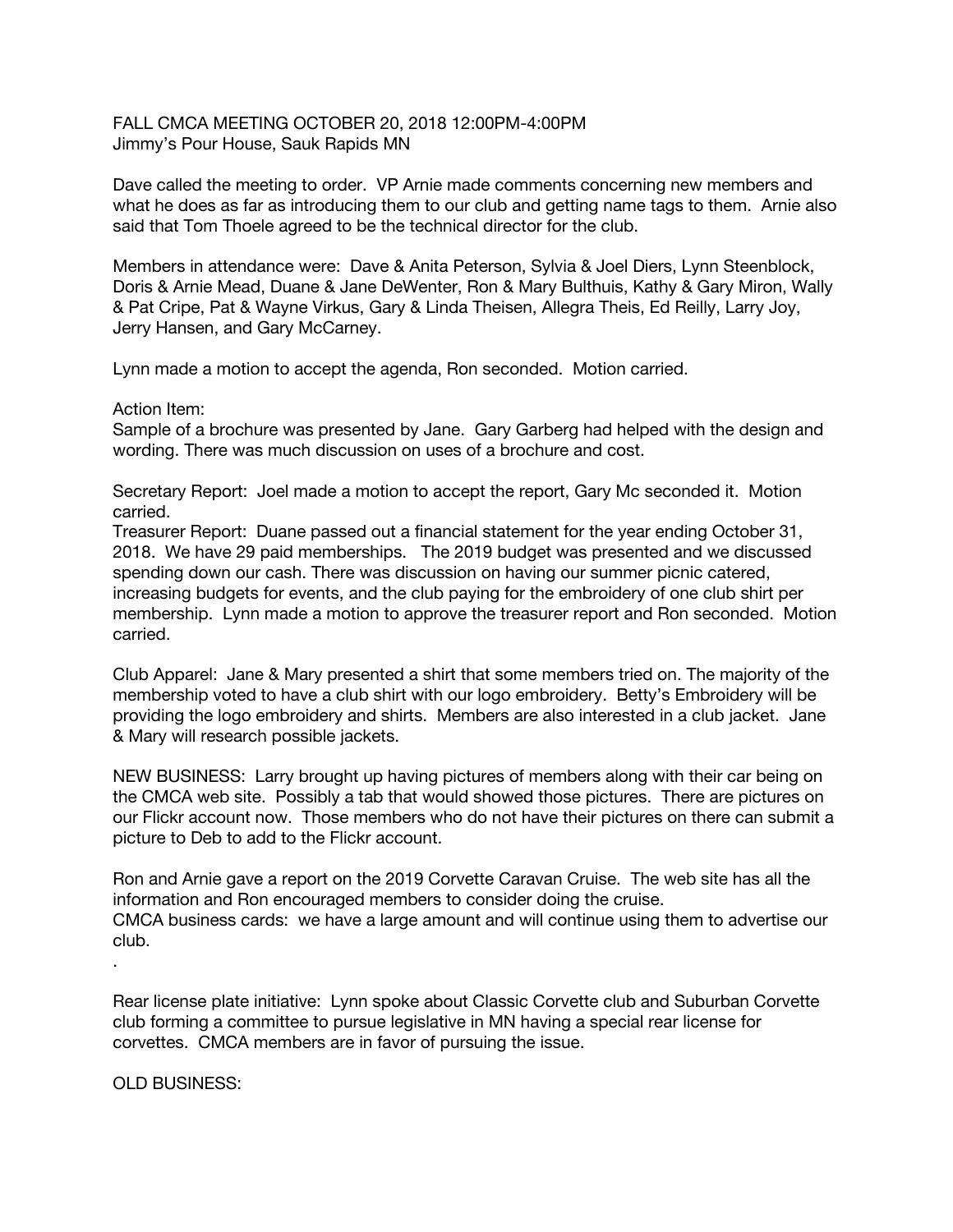FALL CMCA MEETING OCTOBER 20, 2018 12:00PM-4:00PM
Jimmy's Pour House, Sauk Rapids MN

Dave called the meeting to order. VP Arnie made comments concerning new members and what he does as far as introducing them to our club and getting name tags to them. Arnie also said that Tom Thoele agreed to be the technical director for the club.

Members in attendance were: Dave & Anita Peterson, Sylvia & Joel Diers, Lynn Steenblock, Doris & Arnie Mead, Duane & Jane DeWenter, Ron & Mary Bulthuis, Kathy & Gary Miron, Wally & Pat Cripe, Pat & Wayne Virkus, Gary & Linda Theisen, Allegra Theis, Ed Reilly, Larry Joy, Jerry Hansen, and Gary McCarney.

Lynn made a motion to accept the agenda, Ron seconded. Motion carried.

Action Item:
Sample of a brochure was presented by Jane. Gary Garberg had helped with the design and wording. There was much discussion on uses of a brochure and cost.

Secretary Report: Joel made a motion to accept the report, Gary Mc seconded it. Motion carried.
Treasurer Report: Duane passed out a financial statement for the year ending October 31, 2018. We have 29 paid memberships. The 2019 budget was presented and we discussed spending down our cash. There was discussion on having our summer picnic catered, increasing budgets for events, and the club paying for the embroidery of one club shirt per membership. Lynn made a motion to approve the treasurer report and Ron seconded. Motion carried.

Club Apparel: Jane & Mary presented a shirt that some members tried on. The majority of the membership voted to have a club shirt with our logo embroidery. Betty's Embroidery will be providing the logo embroidery and shirts. Members are also interested in a club jacket. Jane & Mary will research possible jackets.

NEW BUSINESS: Larry brought up having pictures of members along with their car being on the CMCA web site. Possibly a tab that would showed those pictures. There are pictures on our Flickr account now. Those members who do not have their pictures on there can submit a picture to Deb to add to the Flickr account.

Ron and Arnie gave a report on the 2019 Corvette Caravan Cruise. The web site has all the information and Ron encouraged members to consider doing the cruise.
CMCA business cards: we have a large amount and will continue using them to advertise our club.

.

Rear license plate initiative: Lynn spoke about Classic Corvette club and Suburban Corvette club forming a committee to pursue legislative in MN having a special rear license for corvettes. CMCA members are in favor of pursuing the issue.

OLD BUSINESS: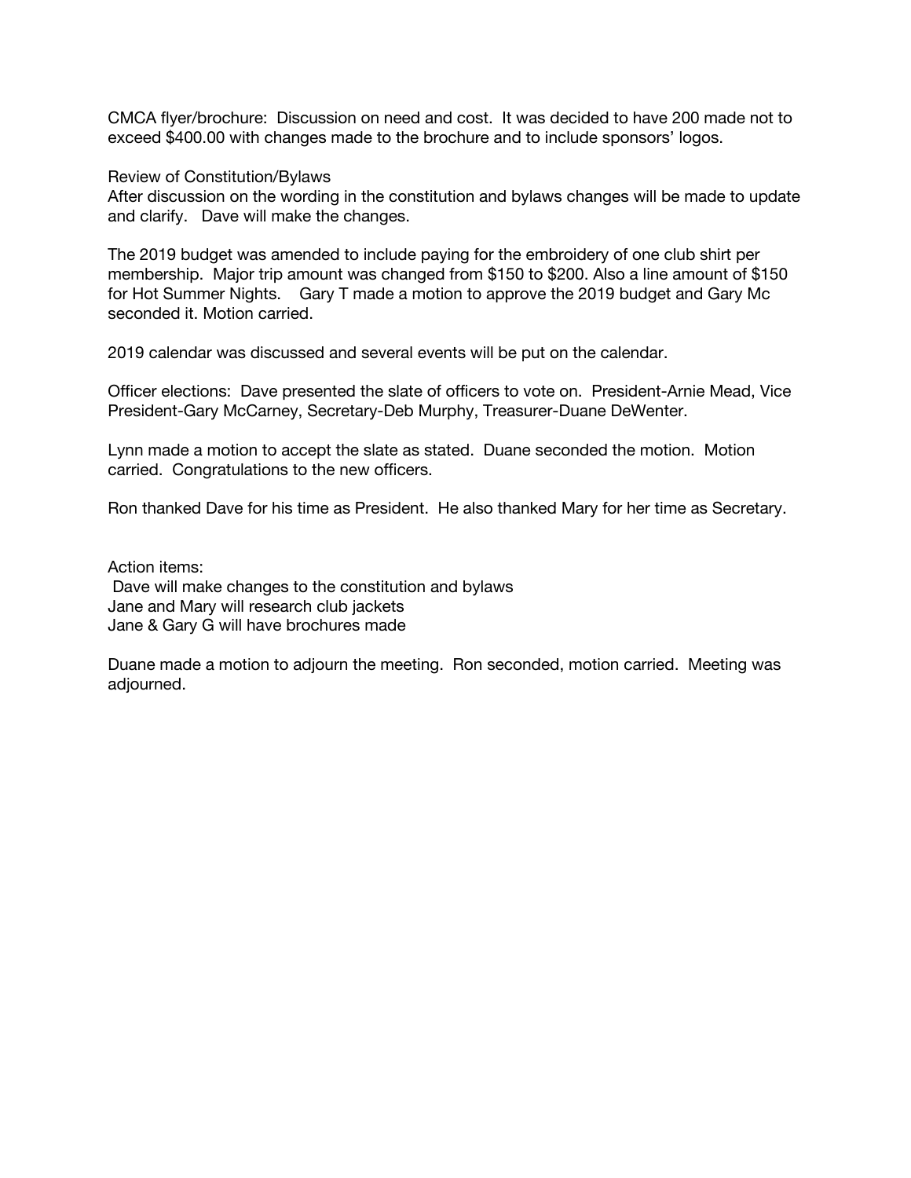CMCA flyer/brochure: Discussion on need and cost. It was decided to have 200 made not to exceed $400.00 with changes made to the brochure and to include sponsors' logos.

Review of Constitution/Bylaws
After discussion on the wording in the constitution and bylaws changes will be made to update and clarify. Dave will make the changes.

The 2019 budget was amended to include paying for the embroidery of one club shirt per membership. Major trip amount was changed from $150 to $200. Also a line amount of $150 for Hot Summer Nights. Gary T made a motion to approve the 2019 budget and Gary Mc seconded it. Motion carried.

2019 calendar was discussed and several events will be put on the calendar.

Officer elections: Dave presented the slate of officers to vote on. President-Arnie Mead, Vice President-Gary McCarney, Secretary-Deb Murphy, Treasurer-Duane DeWenter.

Lynn made a motion to accept the slate as stated. Duane seconded the motion. Motion carried. Congratulations to the new officers.

Ron thanked Dave for his time as President. He also thanked Mary for her time as Secretary.

Action items:
Dave will make changes to the constitution and bylaws
Jane and Mary will research club jackets
Jane & Gary G will have brochures made

Duane made a motion to adjourn the meeting. Ron seconded, motion carried. Meeting was adjourned.